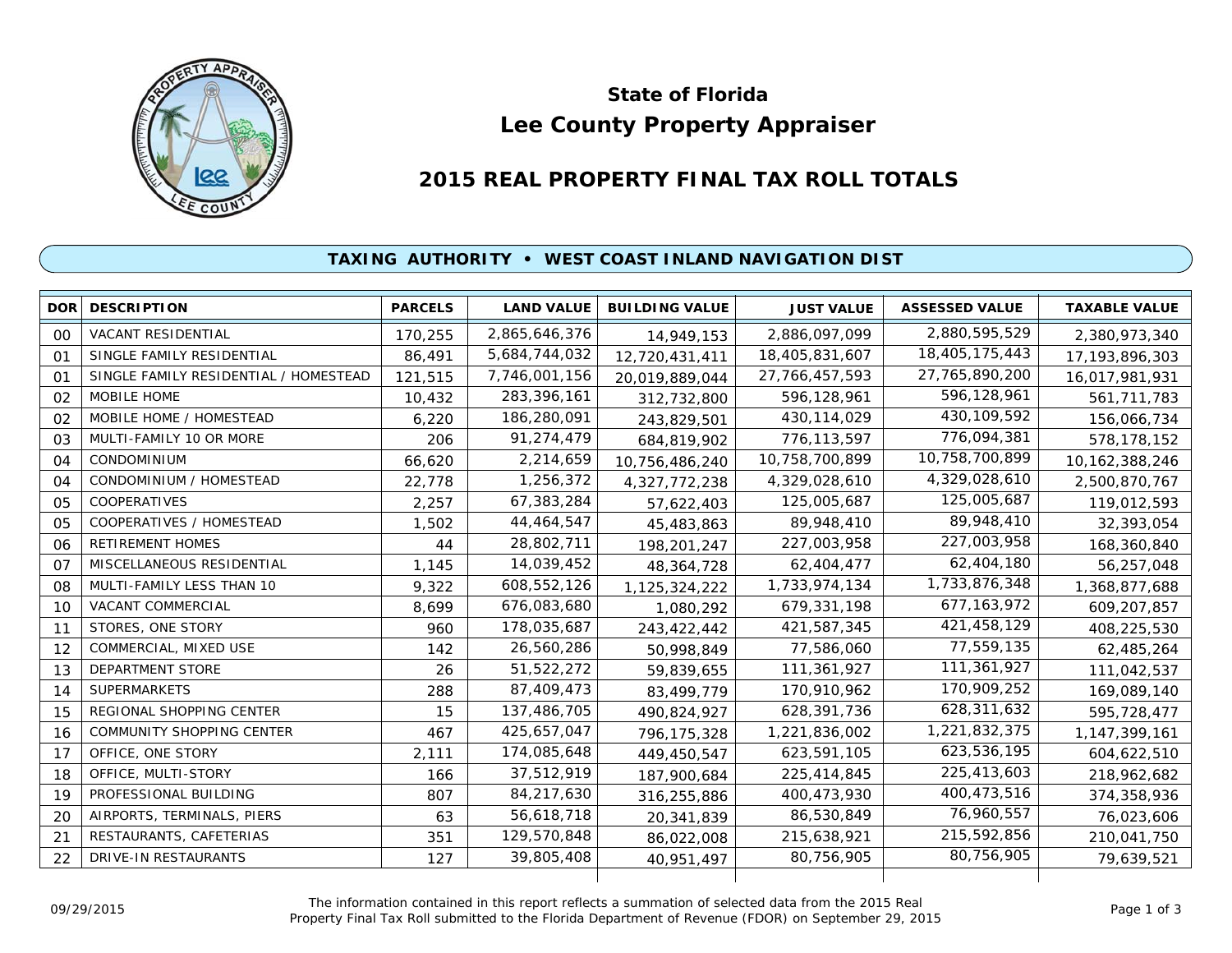# State of Florida

# Lee County Property Appraiser

## 2015 REAL PROPERTY FINAL TAX ROLL TOTALS

### TAXING AUTHORITY • WEST COAST INLAND NAVIGATION DIST

| DOR | DESCRIPTION | PARCELS | LAND VALUE | BUILDING VALUE | JUST VALUE | ASSESSED VALUE | TAXABLE VALUE |
|---|---|---|---|---|---|---|---|
| 00 | VACANT RESIDENTIAL | 170,255 | 2,865,646,376 | 14,949,153 | 2,886,097,099 | 2,880,595,529 | 2,380,973,340 |
| 01 | SINGLE FAMILY RESIDENTIAL | 86,491 | 5,684,744,032 | 12,720,431,411 | 18,405,831,607 | 18,405,175,443 | 17,193,896,303 |
| 01 | SINGLE FAMILY RESIDENTIAL / HOMESTEAD | 121,515 | 7,746,001,156 | 20,019,889,044 | 27,766,457,593 | 27,765,890,200 | 16,017,981,931 |
| 02 | MOBILE HOME | 10,432 | 283,396,161 | 312,732,800 | 596,128,961 | 596,128,961 | 561,711,783 |
| 02 | MOBILE HOME / HOMESTEAD | 6,220 | 186,280,091 | 243,829,501 | 430,114,029 | 430,109,592 | 156,066,734 |
| 03 | MULTI-FAMILY 10 OR MORE | 206 | 91,274,479 | 684,819,902 | 776,113,597 | 776,094,381 | 578,178,152 |
| 04 | CONDOMINIUM | 66,620 | 2,214,659 | 10,756,486,240 | 10,758,700,899 | 10,758,700,899 | 10,162,388,246 |
| 04 | CONDOMINIUM / HOMESTEAD | 22,778 | 1,256,372 | 4,327,772,238 | 4,329,028,610 | 4,329,028,610 | 2,500,870,767 |
| 05 | COOPERATIVES | 2,257 | 67,383,284 | 57,622,403 | 125,005,687 | 125,005,687 | 119,012,593 |
| 05 | COOPERATIVES / HOMESTEAD | 1,502 | 44,464,547 | 45,483,863 | 89,948,410 | 89,948,410 | 32,393,054 |
| 06 | RETIREMENT HOMES | 44 | 28,802,711 | 198,201,247 | 227,003,958 | 227,003,958 | 168,360,840 |
| 07 | MISCELLANEOUS RESIDENTIAL | 1,145 | 14,039,452 | 48,364,728 | 62,404,477 | 62,404,180 | 56,257,048 |
| 08 | MULTI-FAMILY LESS THAN 10 | 9,322 | 608,552,126 | 1,125,324,222 | 1,733,974,134 | 1,733,876,348 | 1,368,877,688 |
| 10 | VACANT COMMERCIAL | 8,699 | 676,083,680 | 1,080,292 | 679,331,198 | 677,163,972 | 609,207,857 |
| 11 | STORES, ONE STORY | 960 | 178,035,687 | 243,422,442 | 421,587,345 | 421,458,129 | 408,225,530 |
| 12 | COMMERCIAL, MIXED USE | 142 | 26,560,286 | 50,998,849 | 77,586,060 | 77,559,135 | 62,485,264 |
| 13 | DEPARTMENT STORE | 26 | 51,522,272 | 59,839,655 | 111,361,927 | 111,361,927 | 111,042,537 |
| 14 | SUPERMARKETS | 288 | 87,409,473 | 83,499,779 | 170,910,962 | 170,909,252 | 169,089,140 |
| 15 | REGIONAL SHOPPING CENTER | 15 | 137,486,705 | 490,824,927 | 628,391,736 | 628,311,632 | 595,728,477 |
| 16 | COMMUNITY SHOPPING CENTER | 467 | 425,657,047 | 796,175,328 | 1,221,836,002 | 1,221,832,375 | 1,147,399,161 |
| 17 | OFFICE, ONE STORY | 2,111 | 174,085,648 | 449,450,547 | 623,591,105 | 623,536,195 | 604,622,510 |
| 18 | OFFICE, MULTI-STORY | 166 | 37,512,919 | 187,900,684 | 225,414,845 | 225,413,603 | 218,962,682 |
| 19 | PROFESSIONAL BUILDING | 807 | 84,217,630 | 316,255,886 | 400,473,930 | 400,473,516 | 374,358,936 |
| 20 | AIRPORTS, TERMINALS, PIERS | 63 | 56,618,718 | 20,341,839 | 86,530,849 | 76,960,557 | 76,023,606 |
| 21 | RESTAURANTS, CAFETERIAS | 351 | 129,570,848 | 86,022,008 | 215,638,921 | 215,592,856 | 210,041,750 |
| 22 | DRIVE-IN RESTAURANTS | 127 | 39,805,408 | 40,951,497 | 80,756,905 | 80,756,905 | 79,639,521 |

09/29/2015

The information contained in this report reflects a summation of selected data from the 2015 Real Property Final Tax Roll submitted to the Florida Department of Revenue (FDOR) on September 29, 2015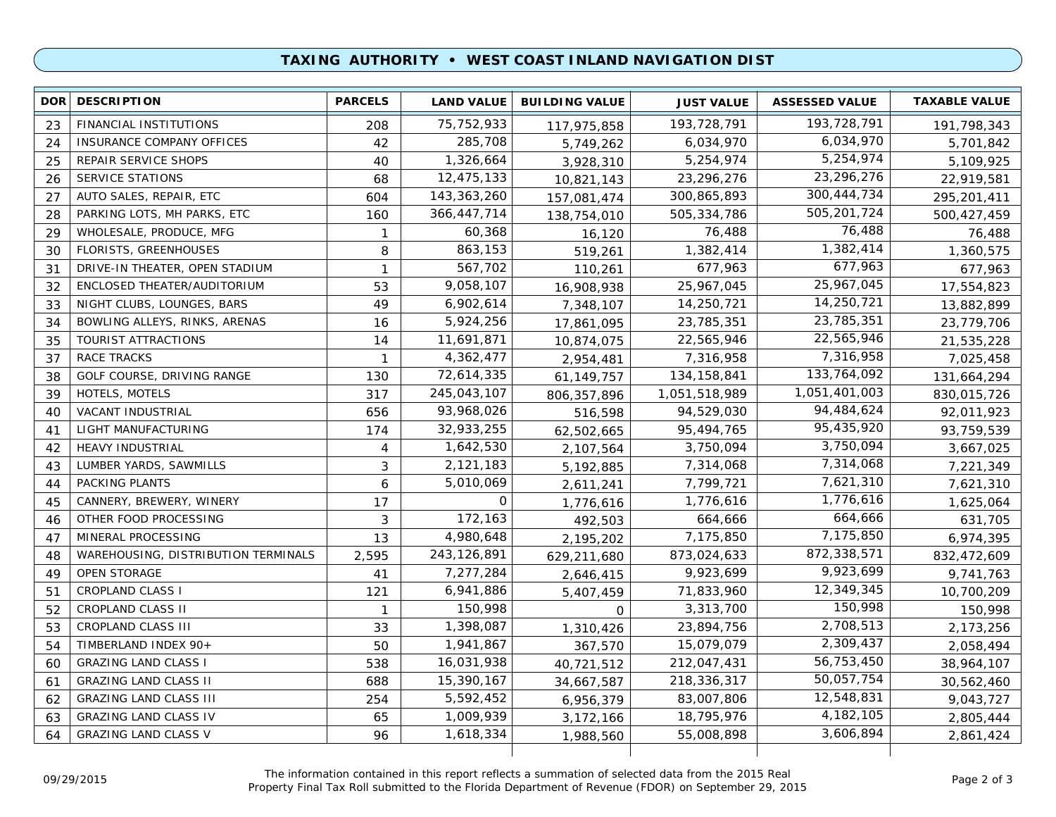# TAXING AUTHORITY • WEST COAST INLAND NAVIGATION DIST

| DOR | DESCRIPTION | PARCELS | LAND VALUE | BUILDING VALUE | JUST VALUE | ASSESSED VALUE | TAXABLE VALUE |
|---|---|---|---|---|---|---|---|
| 23 | FINANCIAL INSTITUTIONS | 208 | 75,752,933 | 117,975,858 | 193,728,791 | 193,728,791 | 191,798,343 |
| 24 | INSURANCE COMPANY OFFICES | 42 | 285,708 | 5,749,262 | 6,034,970 | 6,034,970 | 5,701,842 |
| 25 | REPAIR SERVICE SHOPS | 40 | 1,326,664 | 3,928,310 | 5,254,974 | 5,254,974 | 5,109,925 |
| 26 | SERVICE STATIONS | 68 | 12,475,133 | 10,821,143 | 23,296,276 | 23,296,276 | 22,919,581 |
| 27 | AUTO SALES, REPAIR, ETC | 604 | 143,363,260 | 157,081,474 | 300,865,893 | 300,444,734 | 295,201,411 |
| 28 | PARKING LOTS, MH PARKS, ETC | 160 | 366,447,714 | 138,754,010 | 505,334,786 | 505,201,724 | 500,427,459 |
| 29 | WHOLESALE, PRODUCE, MFG | 1 | 60,368 | 16,120 | 76,488 | 76,488 | 76,488 |
| 30 | FLORISTS, GREENHOUSES | 8 | 863,153 | 519,261 | 1,382,414 | 1,382,414 | 1,360,575 |
| 31 | DRIVE-IN THEATER, OPEN STADIUM | 1 | 567,702 | 110,261 | 677,963 | 677,963 | 677,963 |
| 32 | ENCLOSED THEATER/AUDITORIUM | 53 | 9,058,107 | 16,908,938 | 25,967,045 | 25,967,045 | 17,554,823 |
| 33 | NIGHT CLUBS, LOUNGES, BARS | 49 | 6,902,614 | 7,348,107 | 14,250,721 | 14,250,721 | 13,882,899 |
| 34 | BOWLING ALLEYS, RINKS, ARENAS | 16 | 5,924,256 | 17,861,095 | 23,785,351 | 23,785,351 | 23,779,706 |
| 35 | TOURIST ATTRACTIONS | 14 | 11,691,871 | 10,874,075 | 22,565,946 | 22,565,946 | 21,535,228 |
| 37 | RACE TRACKS | 1 | 4,362,477 | 2,954,481 | 7,316,958 | 7,316,958 | 7,025,458 |
| 38 | GOLF COURSE, DRIVING RANGE | 130 | 72,614,335 | 61,149,757 | 134,158,841 | 133,764,092 | 131,664,294 |
| 39 | HOTELS, MOTELS | 317 | 245,043,107 | 806,357,896 | 1,051,518,989 | 1,051,401,003 | 830,015,726 |
| 40 | VACANT INDUSTRIAL | 656 | 93,968,026 | 516,598 | 94,529,030 | 94,484,624 | 92,011,923 |
| 41 | LIGHT MANUFACTURING | 174 | 32,933,255 | 62,502,665 | 95,494,765 | 95,435,920 | 93,759,539 |
| 42 | HEAVY INDUSTRIAL | 4 | 1,642,530 | 2,107,564 | 3,750,094 | 3,750,094 | 3,667,025 |
| 43 | LUMBER YARDS, SAWMILLS | 3 | 2,121,183 | 5,192,885 | 7,314,068 | 7,314,068 | 7,221,349 |
| 44 | PACKING PLANTS | 6 | 5,010,069 | 2,611,241 | 7,799,721 | 7,621,310 | 7,621,310 |
| 45 | CANNERY, BREWERY, WINERY | 17 | 0 | 1,776,616 | 1,776,616 | 1,776,616 | 1,625,064 |
| 46 | OTHER FOOD PROCESSING | 3 | 172,163 | 492,503 | 664,666 | 664,666 | 631,705 |
| 47 | MINERAL PROCESSING | 13 | 4,980,648 | 2,195,202 | 7,175,850 | 7,175,850 | 6,974,395 |
| 48 | WAREHOUSING, DISTRIBUTION TERMINALS | 2,595 | 243,126,891 | 629,211,680 | 873,024,633 | 872,338,571 | 832,472,609 |
| 49 | OPEN STORAGE | 41 | 7,277,284 | 2,646,415 | 9,923,699 | 9,923,699 | 9,741,763 |
| 51 | CROPLAND CLASS I | 121 | 6,941,886 | 5,407,459 | 71,833,960 | 12,349,345 | 10,700,209 |
| 52 | CROPLAND CLASS II | 1 | 150,998 | 0 | 3,313,700 | 150,998 | 150,998 |
| 53 | CROPLAND CLASS III | 33 | 1,398,087 | 1,310,426 | 23,894,756 | 2,708,513 | 2,173,256 |
| 54 | TIMBERLAND INDEX 90+ | 50 | 1,941,867 | 367,570 | 15,079,079 | 2,309,437 | 2,058,494 |
| 60 | GRAZING LAND CLASS I | 538 | 16,031,938 | 40,721,512 | 212,047,431 | 56,753,450 | 38,964,107 |
| 61 | GRAZING LAND CLASS II | 688 | 15,390,167 | 34,667,587 | 218,336,317 | 50,057,754 | 30,562,460 |
| 62 | GRAZING LAND CLASS III | 254 | 5,592,452 | 6,956,379 | 83,007,806 | 12,548,831 | 9,043,727 |
| 63 | GRAZING LAND CLASS IV | 65 | 1,009,939 | 3,172,166 | 18,795,976 | 4,182,105 | 2,805,444 |
| 64 | GRAZING LAND CLASS V | 96 | 1,618,334 | 1,988,560 | 55,008,898 | 3,606,894 | 2,861,424 |

09/29/2015

The information contained in this report reflects a summation of selected data from the 2015 Real Property Final Tax Roll submitted to the Florida Department of Revenue (FDOR) on September 29, 2015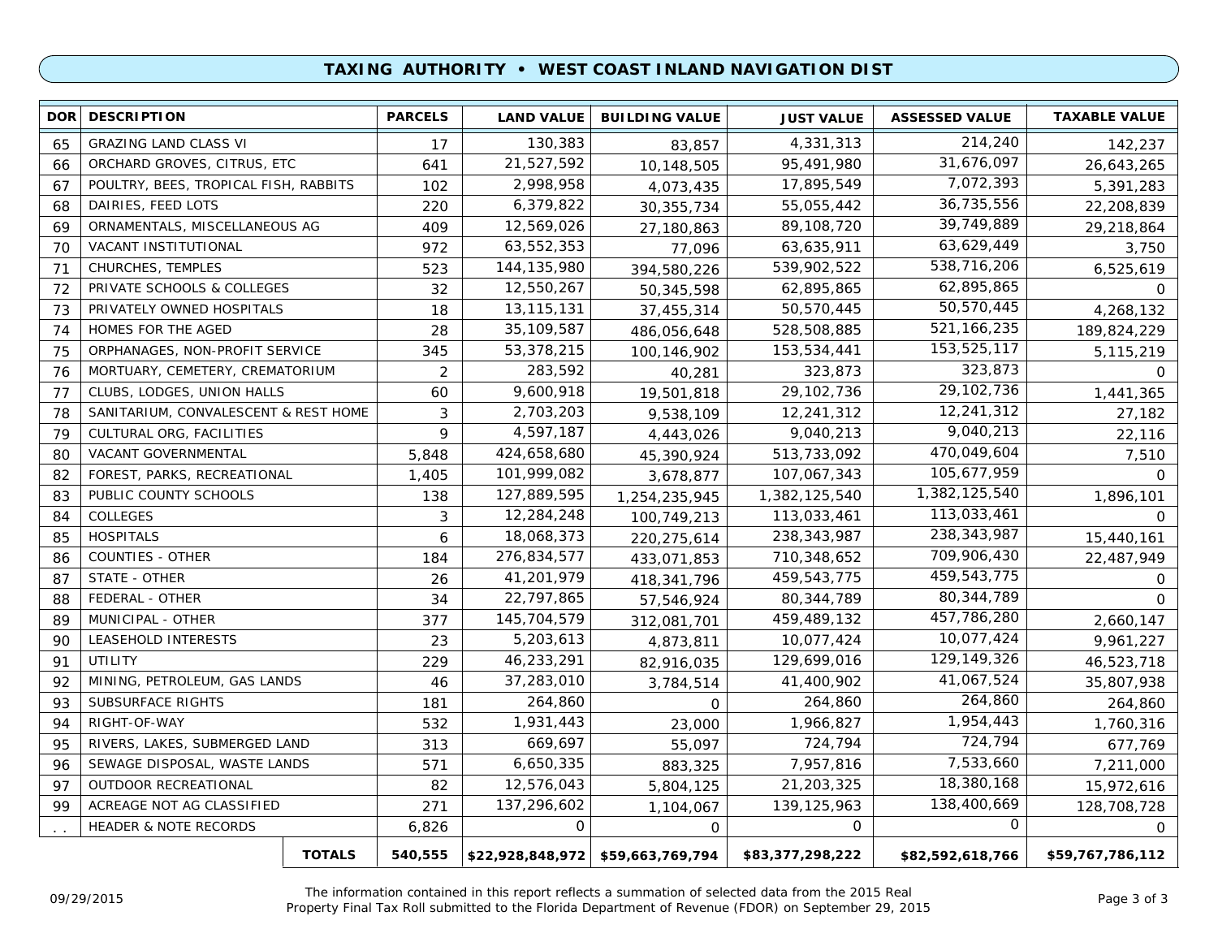## TAXING AUTHORITY • WEST COAST INLAND NAVIGATION DIST

| DOR | DESCRIPTION | PARCELS | LAND VALUE | BUILDING VALUE | JUST VALUE | ASSESSED VALUE | TAXABLE VALUE |
|---|---|---|---|---|---|---|---|
| 65 | GRAZING LAND CLASS VI | 17 | 130,383 | 83,857 | 4,331,313 | 214,240 | 142,237 |
| 66 | ORCHARD GROVES, CITRUS, ETC | 641 | 21,527,592 | 10,148,505 | 95,491,980 | 31,676,097 | 26,643,265 |
| 67 | POULTRY, BEES, TROPICAL FISH, RABBITS | 102 | 2,998,958 | 4,073,435 | 17,895,549 | 7,072,393 | 5,391,283 |
| 68 | DAIRIES, FEED LOTS | 220 | 6,379,822 | 30,355,734 | 55,055,442 | 36,735,556 | 22,208,839 |
| 69 | ORNAMENTALS, MISCELLANEOUS AG | 409 | 12,569,026 | 27,180,863 | 89,108,720 | 39,749,889 | 29,218,864 |
| 70 | VACANT INSTITUTIONAL | 972 | 63,552,353 | 77,096 | 63,635,911 | 63,629,449 | 3,750 |
| 71 | CHURCHES, TEMPLES | 523 | 144,135,980 | 394,580,226 | 539,902,522 | 538,716,206 | 6,525,619 |
| 72 | PRIVATE SCHOOLS & COLLEGES | 32 | 12,550,267 | 50,345,598 | 62,895,865 | 62,895,865 | 0 |
| 73 | PRIVATELY OWNED HOSPITALS | 18 | 13,115,131 | 37,455,314 | 50,570,445 | 50,570,445 | 4,268,132 |
| 74 | HOMES FOR THE AGED | 28 | 35,109,587 | 486,056,648 | 528,508,885 | 521,166,235 | 189,824,229 |
| 75 | ORPHANAGES, NON-PROFIT SERVICE | 345 | 53,378,215 | 100,146,902 | 153,534,441 | 153,525,117 | 5,115,219 |
| 76 | MORTUARY, CEMETERY, CREMATORIUM | 2 | 283,592 | 40,281 | 323,873 | 323,873 | 0 |
| 77 | CLUBS, LODGES, UNION HALLS | 60 | 9,600,918 | 19,501,818 | 29,102,736 | 29,102,736 | 1,441,365 |
| 78 | SANITARIUM, CONVALESCENT & REST HOME | 3 | 2,703,203 | 9,538,109 | 12,241,312 | 12,241,312 | 27,182 |
| 79 | CULTURAL ORG, FACILITIES | 9 | 4,597,187 | 4,443,026 | 9,040,213 | 9,040,213 | 22,116 |
| 80 | VACANT GOVERNMENTAL | 5,848 | 424,658,680 | 45,390,924 | 513,733,092 | 470,049,604 | 7,510 |
| 82 | FOREST, PARKS, RECREATIONAL | 1,405 | 101,999,082 | 3,678,877 | 107,067,343 | 105,677,959 | 0 |
| 83 | PUBLIC COUNTY SCHOOLS | 138 | 127,889,595 | 1,254,235,945 | 1,382,125,540 | 1,382,125,540 | 1,896,101 |
| 84 | COLLEGES | 3 | 12,284,248 | 100,749,213 | 113,033,461 | 113,033,461 | 0 |
| 85 | HOSPITALS | 6 | 18,068,373 | 220,275,614 | 238,343,987 | 238,343,987 | 15,440,161 |
| 86 | COUNTIES - OTHER | 184 | 276,834,577 | 433,071,853 | 710,348,652 | 709,906,430 | 22,487,949 |
| 87 | STATE - OTHER | 26 | 41,201,979 | 418,341,796 | 459,543,775 | 459,543,775 | 0 |
| 88 | FEDERAL - OTHER | 34 | 22,797,865 | 57,546,924 | 80,344,789 | 80,344,789 | 0 |
| 89 | MUNICIPAL - OTHER | 377 | 145,704,579 | 312,081,701 | 459,489,132 | 457,786,280 | 2,660,147 |
| 90 | LEASEHOLD INTERESTS | 23 | 5,203,613 | 4,873,811 | 10,077,424 | 10,077,424 | 9,961,227 |
| 91 | UTILITY | 229 | 46,233,291 | 82,916,035 | 129,699,016 | 129,149,326 | 46,523,718 |
| 92 | MINING, PETROLEUM, GAS LANDS | 46 | 37,283,010 | 3,784,514 | 41,400,902 | 41,067,524 | 35,807,938 |
| 93 | SUBSURFACE RIGHTS | 181 | 264,860 | 0 | 264,860 | 264,860 | 264,860 |
| 94 | RIGHT-OF-WAY | 532 | 1,931,443 | 23,000 | 1,966,827 | 1,954,443 | 1,760,316 |
| 95 | RIVERS, LAKES, SUBMERGED LAND | 313 | 669,697 | 55,097 | 724,794 | 724,794 | 677,769 |
| 96 | SEWAGE DISPOSAL, WASTE LANDS | 571 | 6,650,335 | 883,325 | 7,957,816 | 7,533,660 | 7,211,000 |
| 97 | OUTDOOR RECREATIONAL | 82 | 12,576,043 | 5,804,125 | 21,203,325 | 18,380,168 | 15,972,616 |
| 99 | ACREAGE NOT AG CLASSIFIED | 271 | 137,296,602 | 1,104,067 | 139,125,963 | 138,400,669 | 128,708,728 |
| .. | HEADER & NOTE RECORDS | 6,826 | 0 | 0 | 0 | 0 | 0 |
| | **TOTALS** | **540,555** | **$22,928,848,972** | **$59,663,769,794** | **$83,377,298,222** | **$82,592,618,766** | **$59,767,786,112** |

09/29/2015

The information contained in this report reflects a summation of selected data from the 2015 Real Property Final Tax Roll submitted to the Florida Department of Revenue (FDOR) on September 29, 2015